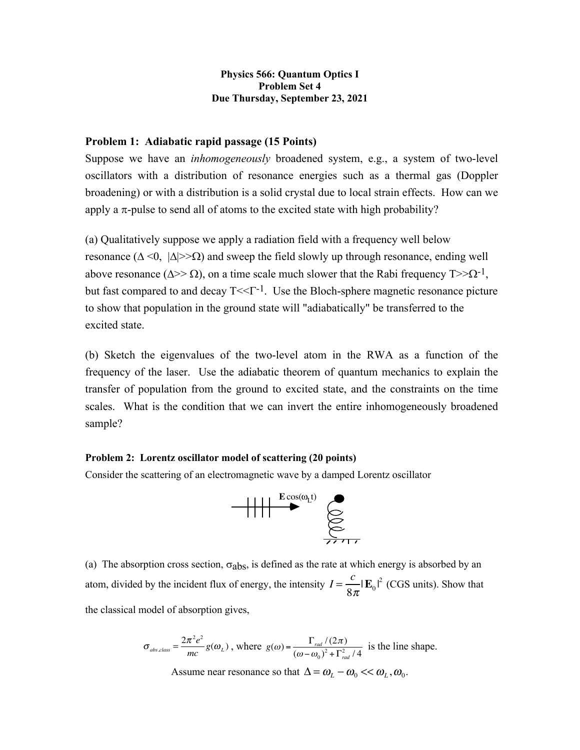**Physics 566: Quantum Optics I**
**Problem Set 4**
**Due Thursday, September 23, 2021**

### Problem 1: Adiabatic rapid passage (15 Points)

Suppose we have an *inhomogeneously* broadened system, e.g., a system of two-level oscillators with a distribution of resonance energies such as a thermal gas (Doppler broadening) or with a distribution is a solid crystal due to local strain effects. How can we apply a $\pi$-pulse to send all of atoms to the excited state with high probability?

(a) Qualitatively suppose we apply a radiation field with a frequency well below resonance ($\Delta < 0$, $|\Delta| >> \Omega$) and sweep the field slowly up through resonance, ending well above resonance ($\Delta >> \Omega$), on a time scale much slower that the Rabi frequency $T >> \Omega^{-1}$, but fast compared to and decay $T << \Gamma^{-1}$. Use the Bloch-sphere magnetic resonance picture to show that population in the ground state will "adiabatically" be transferred to the excited state.

(b) Sketch the eigenvalues of the two-level atom in the RWA as a function of the frequency of the laser. Use the adiabatic theorem of quantum mechanics to explain the transfer of population from the ground to excited state, and the constraints on the time scales. What is the condition that we can invert the entire inhomogeneously broadened sample?

### Problem 2: Lorentz oscillator model of scattering (20 points)

Consider the scattering of an electromagnetic wave by a damped Lorentz oscillator

$\mathbf{E}\cos(\omega_L t)$

(a) The absorption cross section, $\sigma_{abs}$, is defined as the rate at which energy is absorbed by an atom, divided by the incident flux of energy, the intensity $I = \frac{c}{8\pi}|\mathbf{E}_0|^2$ (CGS units). Show that the classical model of absorption gives,

$$\sigma_{abs,class} = \frac{2\pi^2 e^2}{mc} g(\omega_L), \text{ where } g(\omega) = \frac{\Gamma_{rad}/(2\pi)}{(\omega-\omega_0)^2 + \Gamma_{rad}^2/4} \text{ is the line shape.}$$

Assume near resonance so that $\Delta = \omega_L - \omega_0 << \omega_L, \omega_0$.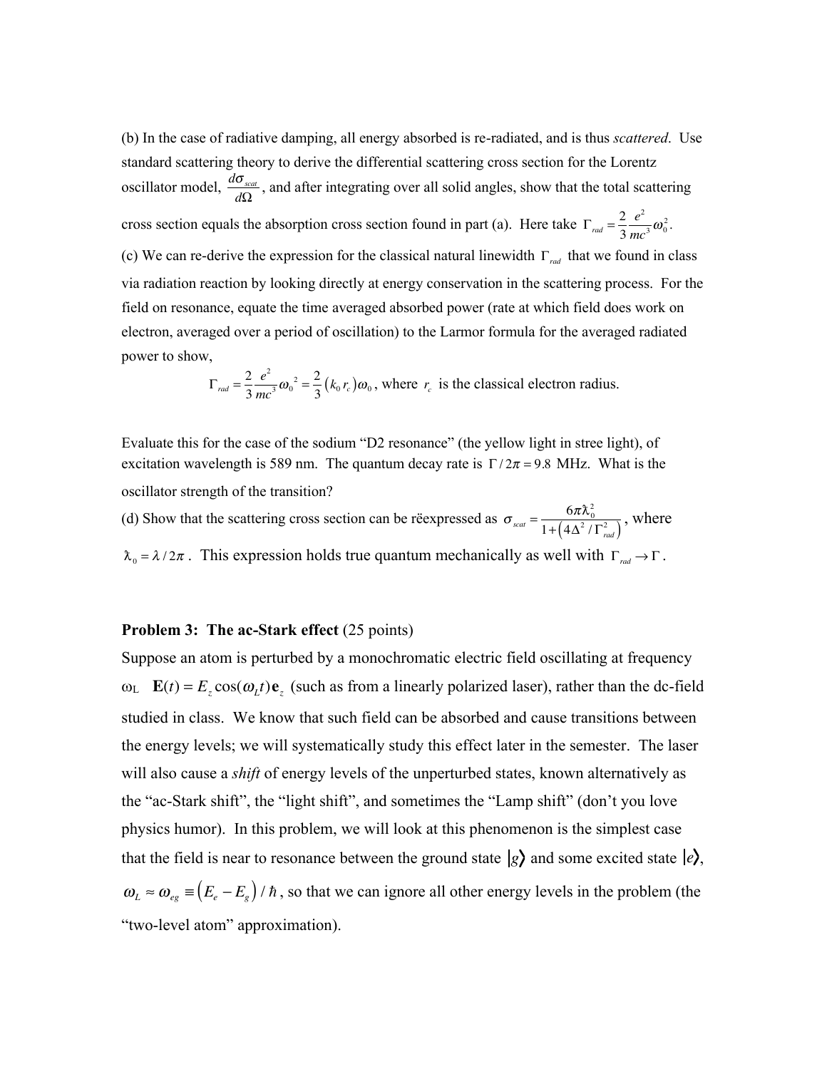(b) In the case of radiative damping, all energy absorbed is re-radiated, and is thus *scattered*. Use standard scattering theory to derive the differential scattering cross section for the Lorentz oscillator model, $\frac{d\sigma_{scat}}{d\Omega}$, and after integrating over all solid angles, show that the total scattering cross section equals the absorption cross section found in part (a). Here take $\Gamma_{rad} = \frac{2}{3}\frac{e^2}{mc^3}\omega_0^2$.

(c) We can re-derive the expression for the classical natural linewidth $\Gamma_{rad}$ that we found in class via radiation reaction by looking directly at energy conservation in the scattering process. For the field on resonance, equate the time averaged absorbed power (rate at which field does work on electron, averaged over a period of oscillation) to the Larmor formula for the averaged radiated power to show,

$$\Gamma_{rad} = \frac{2}{3}\frac{e^2}{mc^3}\omega_0^{\,2} = \frac{2}{3}(k_0 r_c)\omega_0 \text{, where } r_c \text{ is the classical electron radius.}$$

Evaluate this for the case of the sodium "D2 resonance" (the yellow light in stree light), of excitation wavelength is 589 nm. The quantum decay rate is $\Gamma / 2\pi = 9.8$ MHz. What is the oscillator strength of the transition?

(d) Show that the scattering cross section can be rëexpressed as $\sigma_{scat} = \frac{6\pi ƛ_0^2}{1+\left(4\Delta^2/\Gamma_{rad}^2\right)}$, where $ƛ_0 = \lambda / 2\pi$. This expression holds true quantum mechanically as well with $\Gamma_{rad} \to \Gamma$.

**Problem 3: The ac-Stark effect** (25 points)

Suppose an atom is perturbed by a monochromatic electric field oscillating at frequency $\omega_L$ $\mathbf{E}(t) = E_z \cos(\omega_L t)\mathbf{e}_z$ (such as from a linearly polarized laser), rather than the dc-field studied in class. We know that such field can be absorbed and cause transitions between the energy levels; we will systematically study this effect later in the semester. The laser will also cause a *shift* of energy levels of the unperturbed states, known alternatively as the "ac-Stark shift", the "light shift", and sometimes the "Lamp shift" (don't you love physics humor). In this problem, we will look at this phenomenon is the simplest case that the field is near to resonance between the ground state $|g\rangle$ and some excited state $|e\rangle$, $\omega_L \approx \omega_{eg} \equiv \left(E_e - E_g\right)/\hbar$, so that we can ignore all other energy levels in the problem (the "two-level atom" approximation).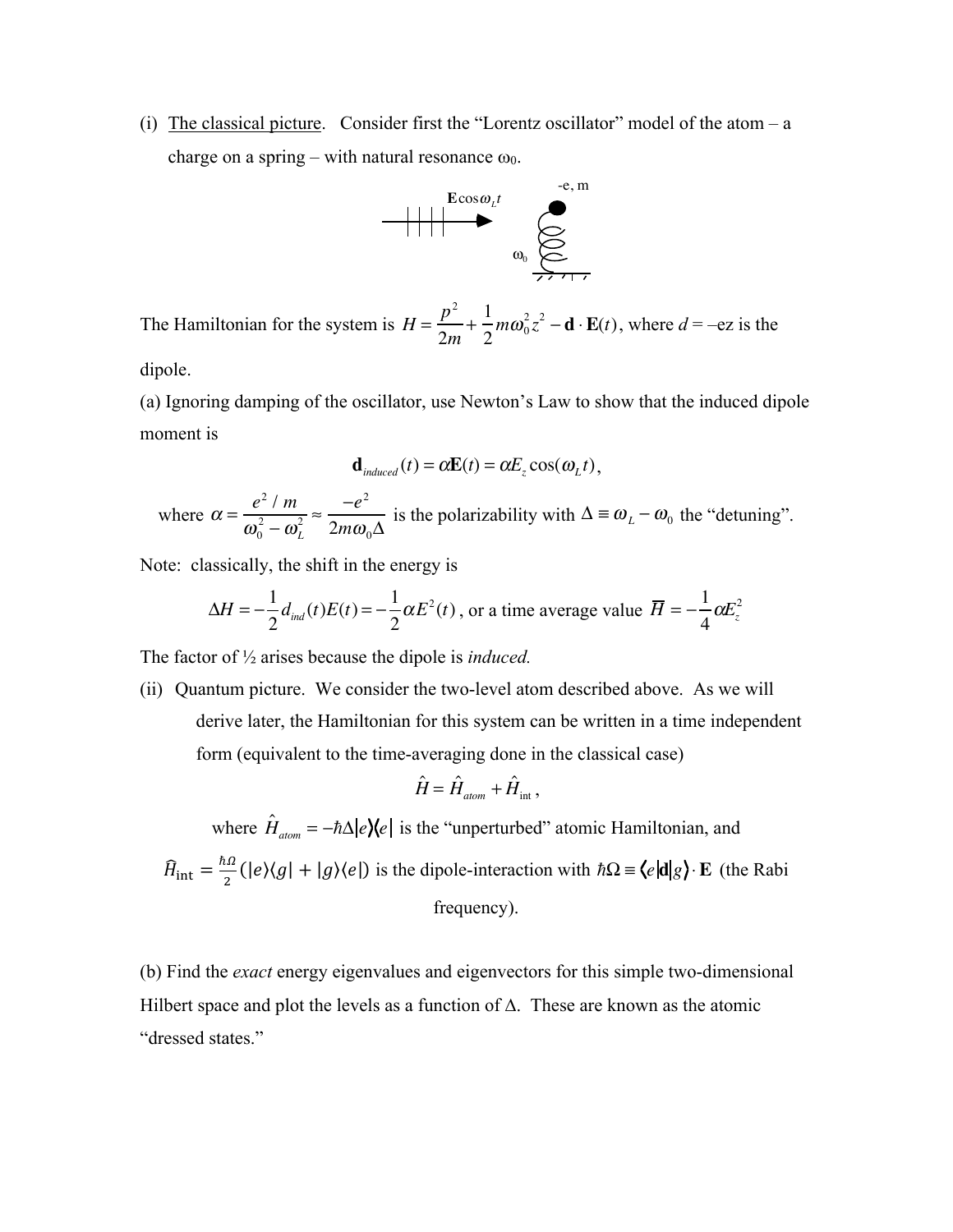(i) <u>The classical picture</u>. Consider first the "Lorentz oscillator" model of the atom – a charge on a spring – with natural resonance $\omega_0$.

$\mathbf{E}\cos\omega_L t$

-e, m

$\omega_0$

The Hamiltonian for the system is $H = \dfrac{p^2}{2m} + \dfrac{1}{2}m\omega_0^2 z^2 - \mathbf{d}\cdot\mathbf{E}(t)$, where $d = -ez$ is the dipole.

(a) Ignoring damping of the oscillator, use Newton's Law to show that the induced dipole moment is

$$\mathbf{d}_{induced}(t) = \alpha\mathbf{E}(t) = \alpha E_z \cos(\omega_L t),$$

where $\alpha = \dfrac{e^2/m}{\omega_0^2 - \omega_L^2} \approx \dfrac{-e^2}{2m\omega_0\Delta}$ is the polarizability with $\Delta \equiv \omega_L - \omega_0$ the "detuning".

Note: classically, the shift in the energy is

$$\Delta H = -\frac{1}{2}d_{ind}(t)E(t) = -\frac{1}{2}\alpha E^2(t)\text{, or a time average value } \overline{H} = -\frac{1}{4}\alpha E_z^2$$

The factor of ½ arises because the dipole is *induced.*

(ii) Quantum picture. We consider the two-level atom described above. As we will derive later, the Hamiltonian for this system can be written in a time independent form (equivalent to the time-averaging done in the classical case)

$$\hat{H} = \hat{H}_{atom} + \hat{H}_{\text{int}},$$

where $\hat{H}_{atom} = -\hbar\Delta|e\rangle\langle e|$ is the "unperturbed" atomic Hamiltonian, and

$\hat{H}_{\text{int}} = \frac{\hbar\Omega}{2}(|e\rangle\langle g| + |g\rangle\langle e|)$ is the dipole-interaction with $\hbar\Omega \equiv \langle e|\mathbf{d}|g\rangle\cdot\mathbf{E}$ (the Rabi frequency).

(b) Find the *exact* energy eigenvalues and eigenvectors for this simple two-dimensional Hilbert space and plot the levels as a function of $\Delta$. These are known as the atomic "dressed states."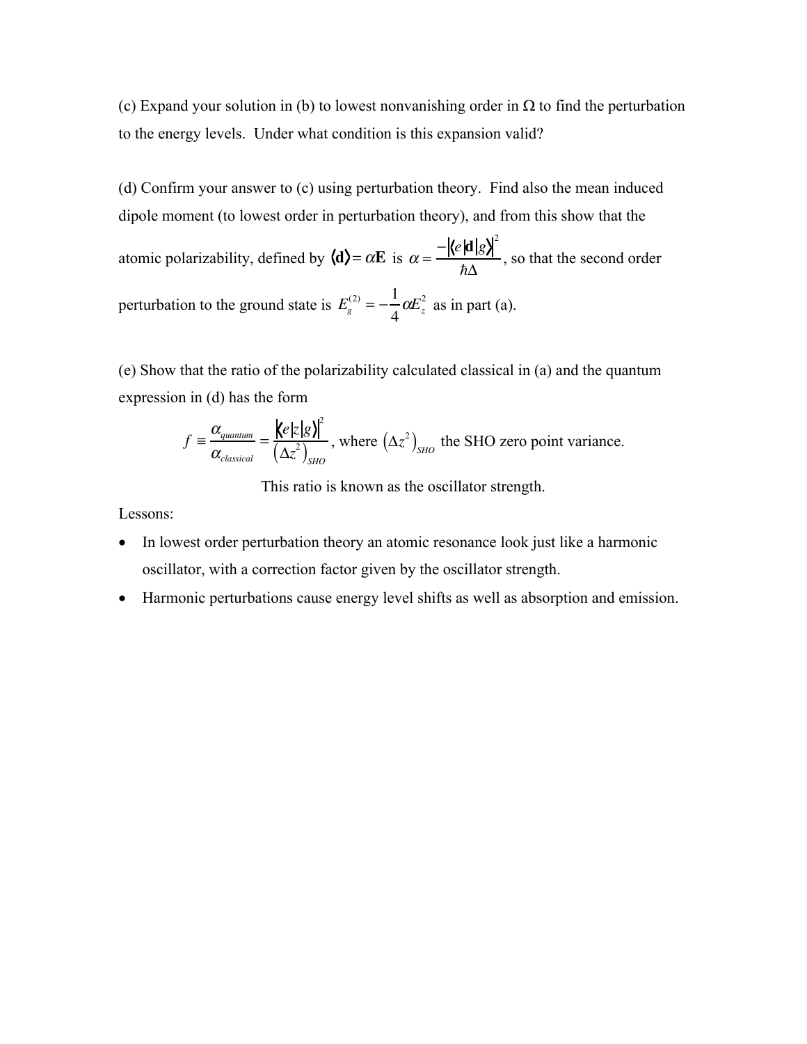(c) Expand your solution in (b) to lowest nonvanishing order in $\Omega$ to find the perturbation to the energy levels. Under what condition is this expansion valid?

(d) Confirm your answer to (c) using perturbation theory. Find also the mean induced dipole moment (to lowest order in perturbation theory), and from this show that the atomic polarizability, defined by $\langle \mathbf{d} \rangle = \alpha \mathbf{E}$ is $\alpha = \frac{-|\langle e|\mathbf{d}|g\rangle|^2}{\hbar\Delta}$, so that the second order perturbation to the ground state is $E_g^{(2)} = -\frac{1}{4}\alpha E_z^2$ as in part (a).

(e) Show that the ratio of the polarizability calculated classical in (a) and the quantum expression in (d) has the form

$$f \equiv \frac{\alpha_{quantum}}{\alpha_{classical}} = \frac{|\langle e|z|g\rangle|^2}{(\Delta z^2)_{SHO}}, \text{ where } (\Delta z^2)_{SHO} \text{ the SHO zero point variance.}$$

This ratio is known as the oscillator strength.

Lessons:

- In lowest order perturbation theory an atomic resonance look just like a harmonic oscillator, with a correction factor given by the oscillator strength.
- Harmonic perturbations cause energy level shifts as well as absorption and emission.